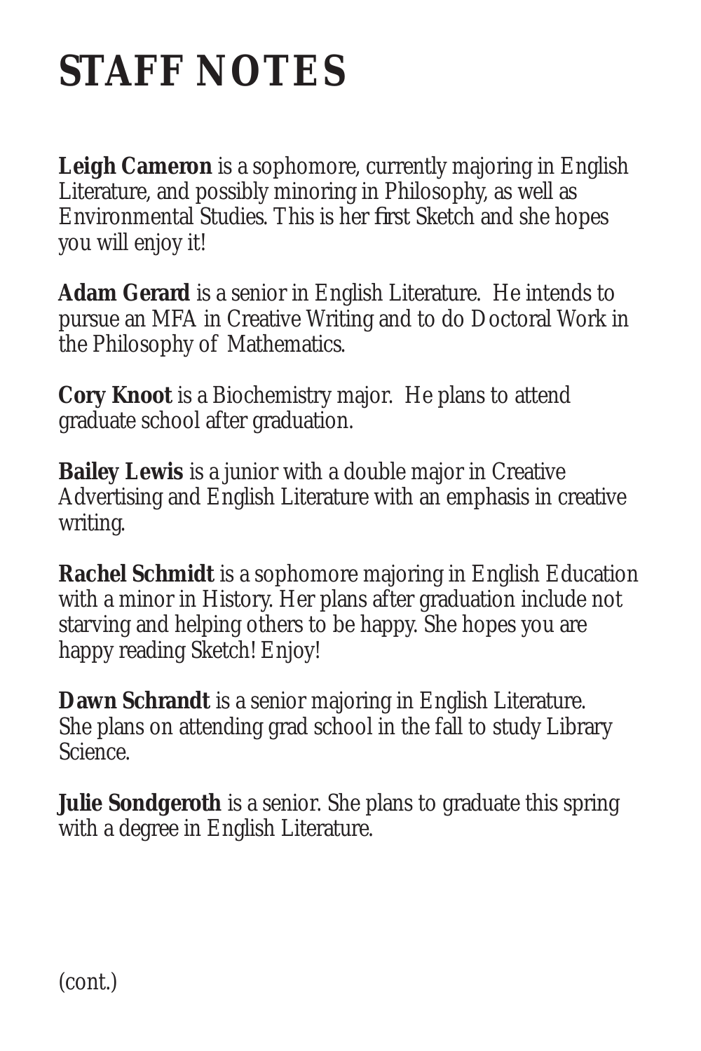# STAFF NOTES

**Leigh Cameron** is a sophomore, currently majoring in English Literature, and possibly minoring in Philosophy, as well as Environmental Studies. This is her first Sketch and she hopes you will enjoy it!

**Adam Gerard** is a senior in English Literature. He intends to pursue an MFA in Creative Writing and to do Doctoral Work in the Philosophy of Mathematics.

**Cory Knoot** is a Biochemistry major. He plans to attend graduate school after graduation.

**Bailey Lewis** is a junior with a double major in Creative Advertising and English Literature with an emphasis in creative writing.

**Rachel Schmidt** is a sophomore majoring in English Education with a minor in History. Her plans after graduation include not starving and helping others to be happy. She hopes you are happy reading Sketch! Enjoy!

**Dawn Schrandt** is a senior majoring in English Literature. She plans on attending grad school in the fall to study Library Science.

**Julie Sondgeroth** is a senior. She plans to graduate this spring with a degree in English Literature.

(cont.)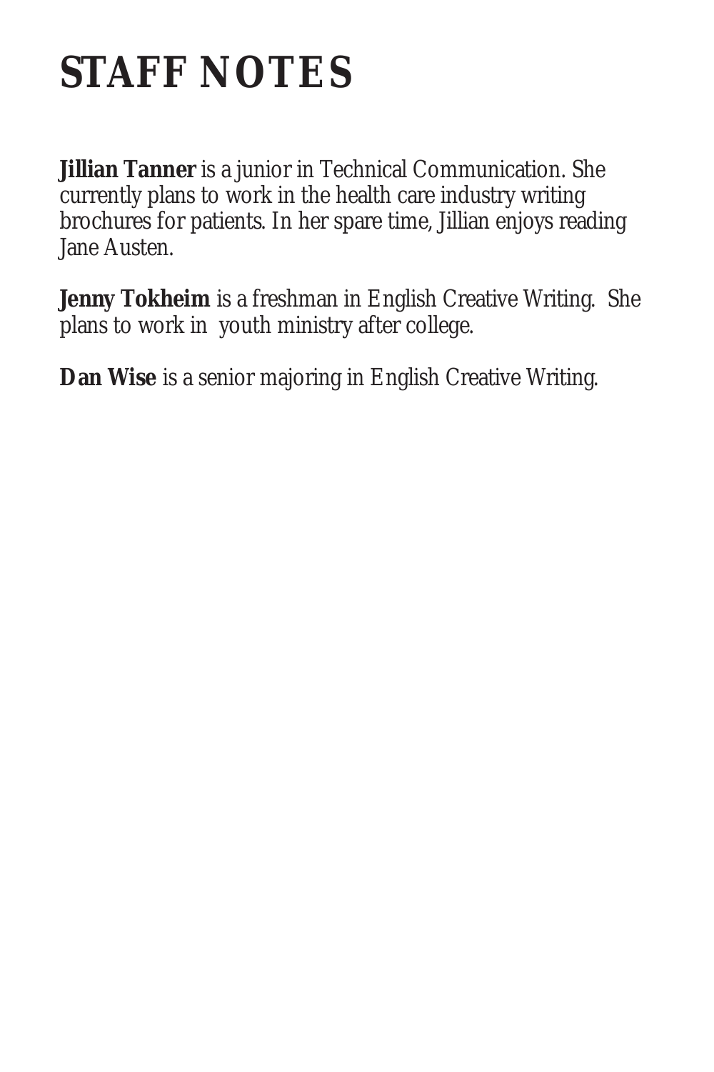# STAFF NOTES

**Jillian Tanner** is a junior in Technical Communication. She currently plans to work in the health care industry writing brochures for patients. In her spare time, Jillian enjoys reading Jane Austen.

**Jenny Tokheim** is a freshman in English Creative Writing. She plans to work in youth ministry after college.

**Dan Wise** is a senior majoring in English Creative Writing.